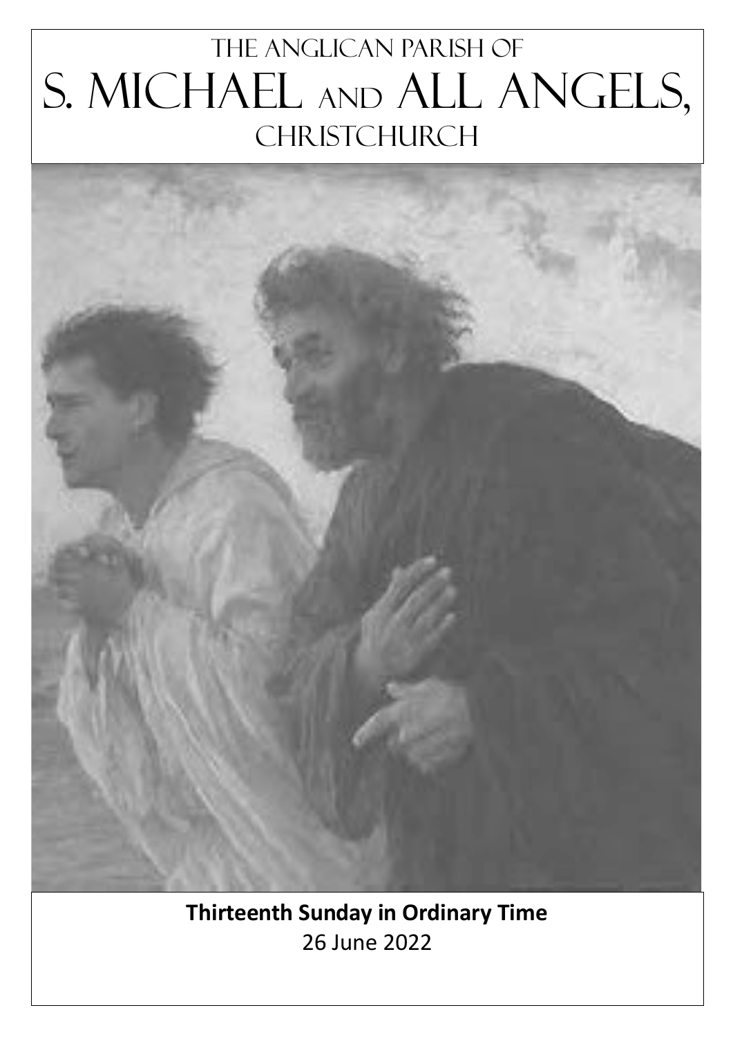# The Anglican Parish of S. Michael and All Angels, Christchurch

**Thirteenth Sunday in Ordinary Time**

26 June 2022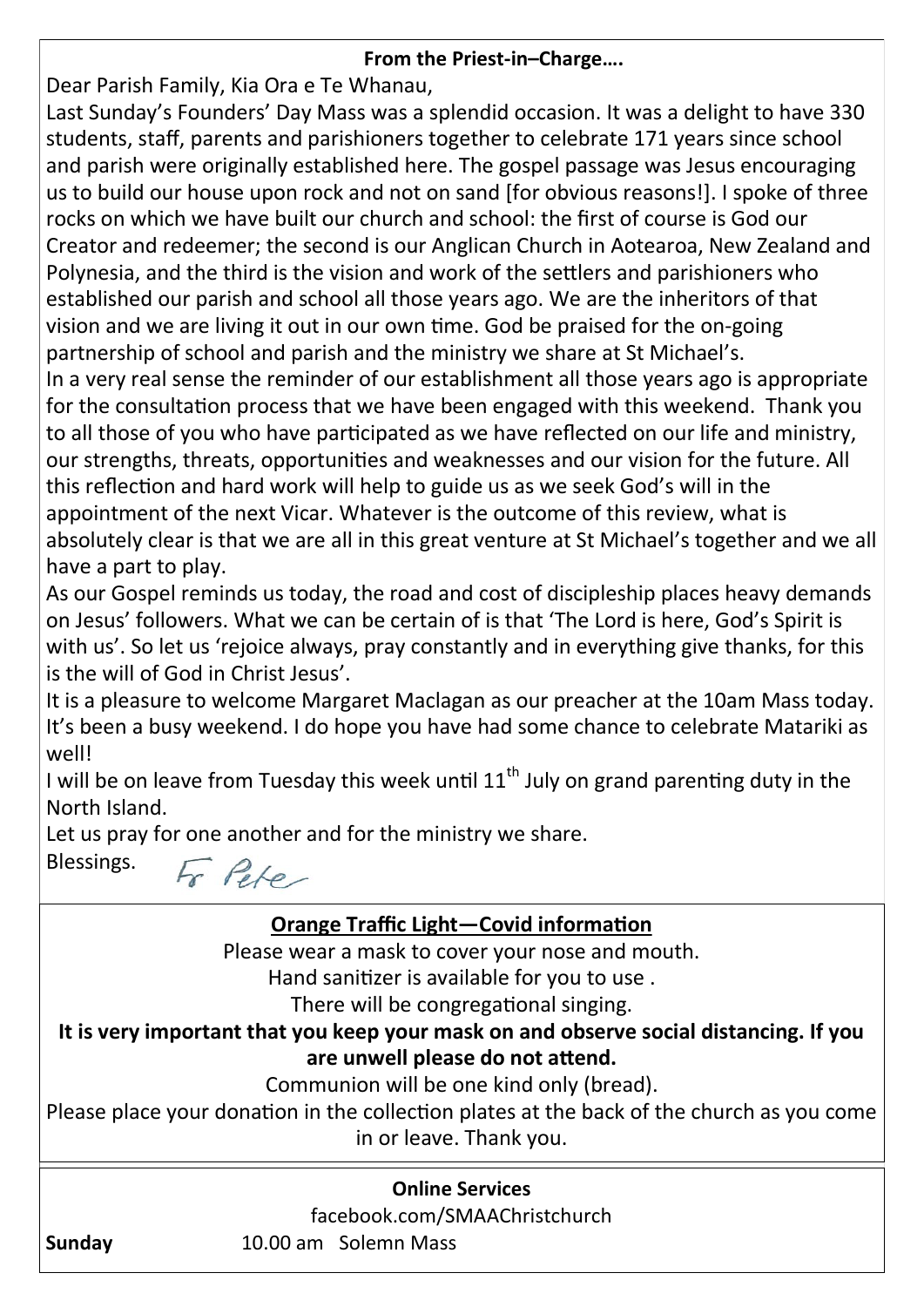**From the Priest-in–Charge….**

Dear Parish Family, Kia Ora e Te Whanau,

Last Sunday's Founders' Day Mass was a splendid occasion. It was a delight to have 330 students, staff, parents and parishioners together to celebrate 171 years since school and parish were originally established here. The gospel passage was Jesus encouraging us to build our house upon rock and not on sand [for obvious reasons!]. I spoke of three rocks on which we have built our church and school: the first of course is God our Creator and redeemer; the second is our Anglican Church in Aotearoa, New Zealand and Polynesia, and the third is the vision and work of the settlers and parishioners who established our parish and school all those years ago. We are the inheritors of that vision and we are living it out in our own time. God be praised for the on-going partnership of school and parish and the ministry we share at St Michael's.

In a very real sense the reminder of our establishment all those years ago is appropriate for the consultation process that we have been engaged with this weekend. Thank you to all those of you who have participated as we have reflected on our life and ministry, our strengths, threats, opportunities and weaknesses and our vision for the future. All this reflection and hard work will help to guide us as we seek God's will in the appointment of the next Vicar. Whatever is the outcome of this review, what is absolutely clear is that we are all in this great venture at St Michael's together and we all have a part to play.

As our Gospel reminds us today, the road and cost of discipleship places heavy demands on Jesus' followers. What we can be certain of is that 'The Lord is here, God's Spirit is with us'. So let us 'rejoice always, pray constantly and in everything give thanks, for this is the will of God in Christ Jesus'.

It is a pleasure to welcome Margaret Maclagan as our preacher at the 10am Mass today. It's been a busy weekend. I do hope you have had some chance to celebrate Matariki as well!

I will be on leave from Tuesday this week until 11th July on grand parenting duty in the North Island.

Let us pray for one another and for the ministry we share.

Blessings. Fr Peter

**Orange Traffic Light—Covid information**

Please wear a mask to cover your nose and mouth.

Hand sanitizer is available for you to use .

There will be congregational singing.

**It is very important that you keep your mask on and observe social distancing. If you are unwell please do not attend.**

Communion will be one kind only (bread).

Please place your donation in the collection plates at the back of the church as you come in or leave. Thank you.

**Online Services**

facebook.com/SMAAChristchurch

**Sunday** 10.00 am Solemn Mass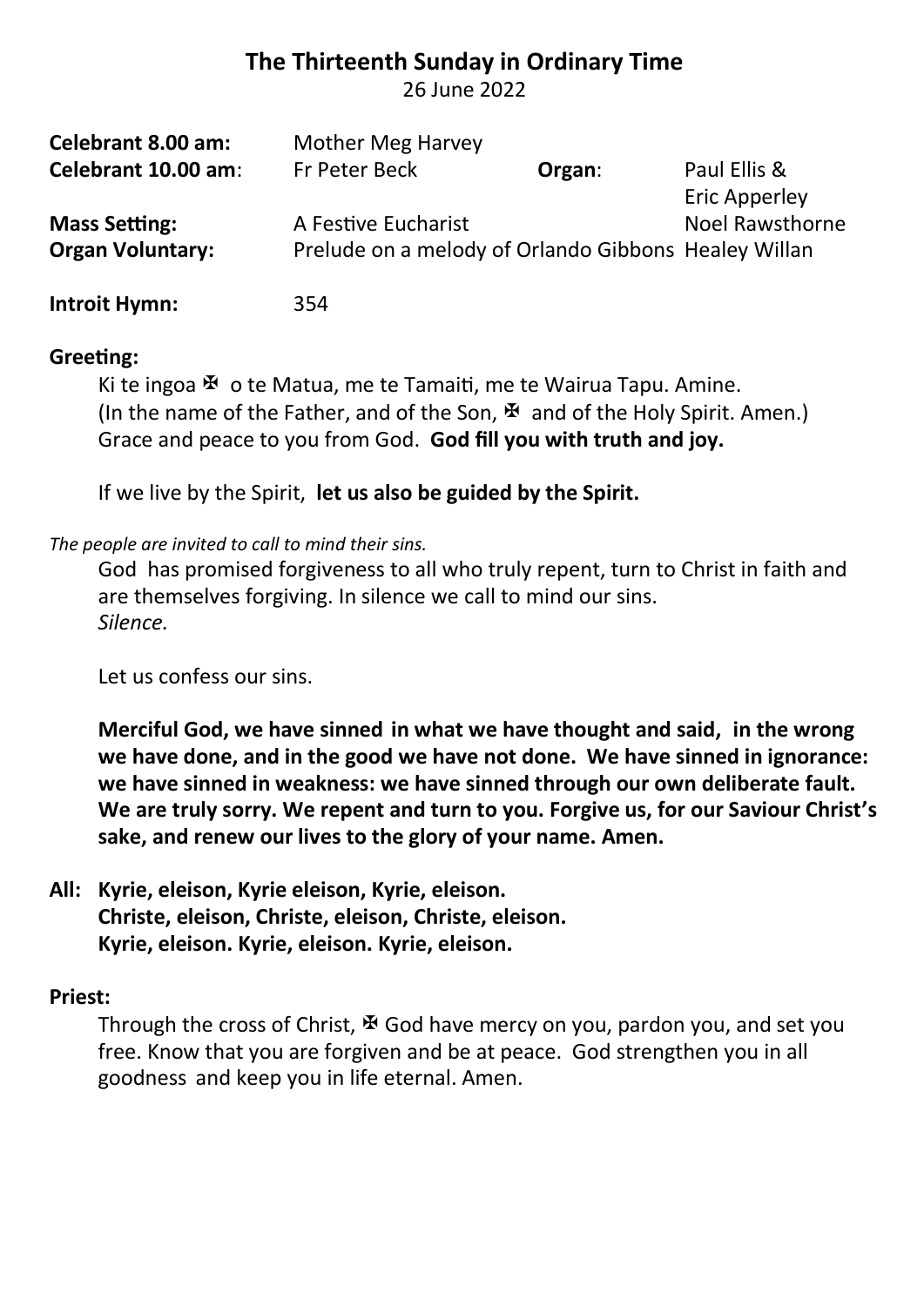# The Thirteenth Sunday in Ordinary Time

26 June 2022

| | | | |
|---|---|---|---|
| **Celebrant 8.00 am:** | Mother Meg Harvey | | |
| **Celebrant 10.00 am**: | Fr Peter Beck | **Organ**: | Paul Ellis & Eric Apperley |
| **Mass Setting:** | A Festive Eucharist | | Noel Rawsthorne |
| **Organ Voluntary:** | Prelude on a melody of Orlando Gibbons | | Healey Willan |
| **Introit Hymn:** | 354 | | |

**Greeting:**

Ki te ingoa ✠ o te Matua, me te Tamaiti, me te Wairua Tapu. Amine.
(In the name of the Father, and of the Son, ✠ and of the Holy Spirit. Amen.)
Grace and peace to you from God. **God fill you with truth and joy.**

If we live by the Spirit, **let us also be guided by the Spirit.**

*The people are invited to call to mind their sins.*

God has promised forgiveness to all who truly repent, turn to Christ in faith and are themselves forgiving. In silence we call to mind our sins.
*Silence.*

Let us confess our sins.

**Merciful God, we have sinned in what we have thought and said, in the wrong we have done, and in the good we have not done. We have sinned in ignorance: we have sinned in weakness: we have sinned through our own deliberate fault. We are truly sorry. We repent and turn to you. Forgive us, for our Saviour Christ's sake, and renew our lives to the glory of your name. Amen.**

**All: Kyrie, eleison, Kyrie eleison, Kyrie, eleison.**
**Christe, eleison, Christe, eleison, Christe, eleison.**
**Kyrie, eleison. Kyrie, eleison. Kyrie, eleison.**

**Priest:**

Through the cross of Christ, ✠ God have mercy on you, pardon you, and set you free. Know that you are forgiven and be at peace. God strengthen you in all goodness and keep you in life eternal. Amen.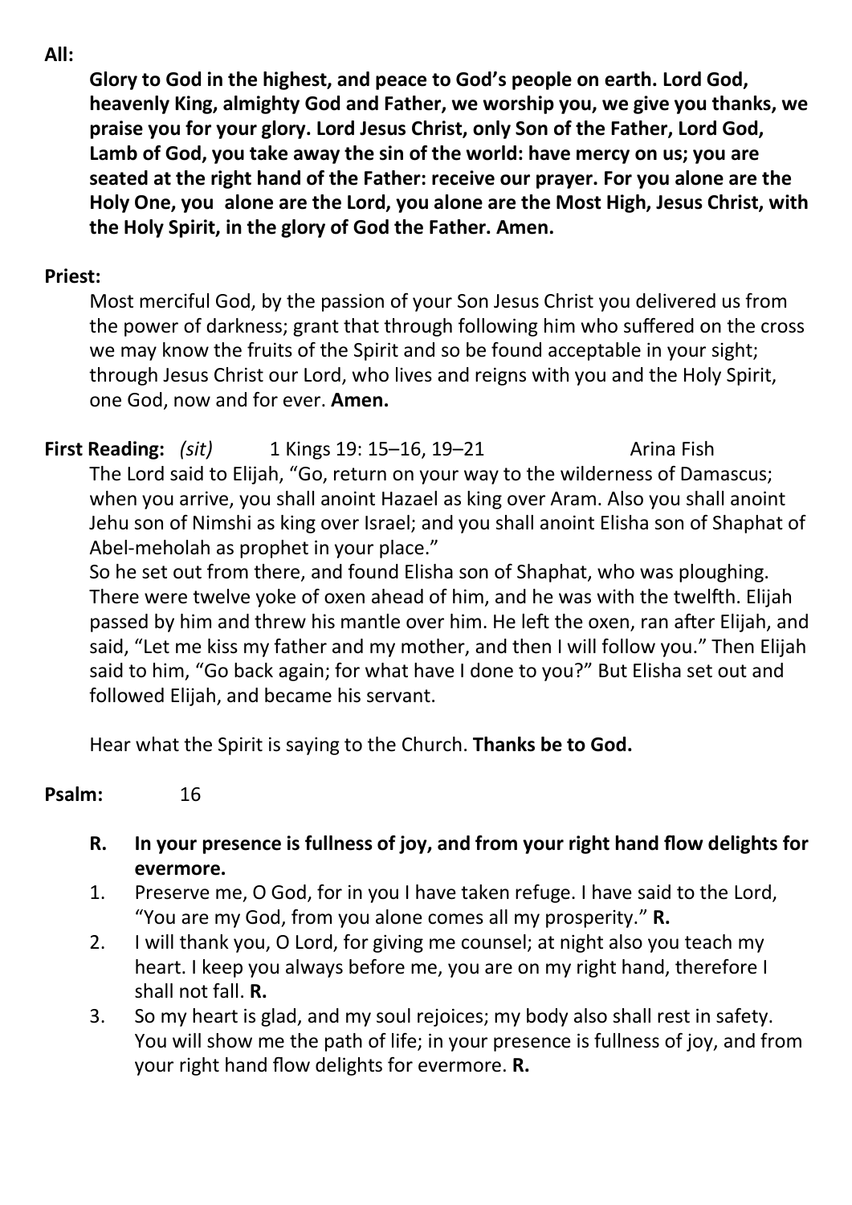**All:**

**Glory to God in the highest, and peace to God's people on earth. Lord God, heavenly King, almighty God and Father, we worship you, we give you thanks, we praise you for your glory. Lord Jesus Christ, only Son of the Father, Lord God, Lamb of God, you take away the sin of the world: have mercy on us; you are seated at the right hand of the Father: receive our prayer. For you alone are the Holy One, you alone are the Lord, you alone are the Most High, Jesus Christ, with the Holy Spirit, in the glory of God the Father. Amen.**

**Priest:**

Most merciful God, by the passion of your Son Jesus Christ you delivered us from the power of darkness; grant that through following him who suffered on the cross we may know the fruits of the Spirit and so be found acceptable in your sight; through Jesus Christ our Lord, who lives and reigns with you and the Holy Spirit, one God, now and for ever. **Amen.**

**First Reading:** *(sit)* 1 Kings 19: 15–16, 19–21 Arina Fish

The Lord said to Elijah, "Go, return on your way to the wilderness of Damascus; when you arrive, you shall anoint Hazael as king over Aram. Also you shall anoint Jehu son of Nimshi as king over Israel; and you shall anoint Elisha son of Shaphat of Abel-meholah as prophet in your place."

So he set out from there, and found Elisha son of Shaphat, who was ploughing. There were twelve yoke of oxen ahead of him, and he was with the twelfth. Elijah passed by him and threw his mantle over him. He left the oxen, ran after Elijah, and said, "Let me kiss my father and my mother, and then I will follow you." Then Elijah said to him, "Go back again; for what have I done to you?" But Elisha set out and followed Elijah, and became his servant.

Hear what the Spirit is saying to the Church. **Thanks be to God.**

**Psalm:** 16

**R. In your presence is fullness of joy, and from your right hand flow delights for evermore.**

1. Preserve me, O God, for in you I have taken refuge. I have said to the Lord, "You are my God, from you alone comes all my prosperity." **R.**
2. I will thank you, O Lord, for giving me counsel; at night also you teach my heart. I keep you always before me, you are on my right hand, therefore I shall not fall. **R.**
3. So my heart is glad, and my soul rejoices; my body also shall rest in safety. You will show me the path of life; in your presence is fullness of joy, and from your right hand flow delights for evermore. **R.**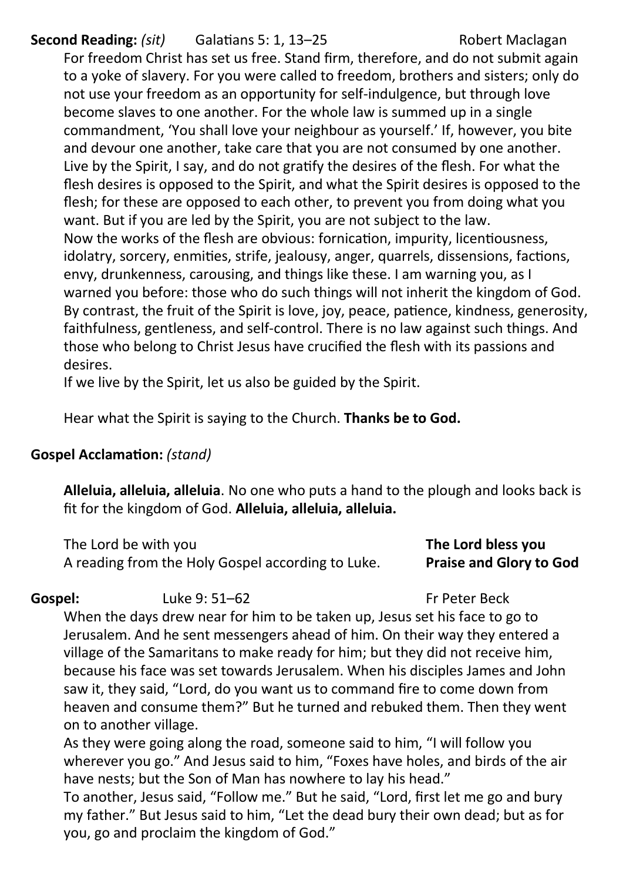**Second Reading:** *(sit)* Galatians 5: 1, 13–25 Robert Maclagan

For freedom Christ has set us free. Stand firm, therefore, and do not submit again to a yoke of slavery. For you were called to freedom, brothers and sisters; only do not use your freedom as an opportunity for self-indulgence, but through love become slaves to one another. For the whole law is summed up in a single commandment, 'You shall love your neighbour as yourself.' If, however, you bite and devour one another, take care that you are not consumed by one another. Live by the Spirit, I say, and do not gratify the desires of the flesh. For what the flesh desires is opposed to the Spirit, and what the Spirit desires is opposed to the flesh; for these are opposed to each other, to prevent you from doing what you want. But if you are led by the Spirit, you are not subject to the law.
Now the works of the flesh are obvious: fornication, impurity, licentiousness, idolatry, sorcery, enmities, strife, jealousy, anger, quarrels, dissensions, factions, envy, drunkenness, carousing, and things like these. I am warning you, as I warned you before: those who do such things will not inherit the kingdom of God. By contrast, the fruit of the Spirit is love, joy, peace, patience, kindness, generosity, faithfulness, gentleness, and self-control. There is no law against such things. And those who belong to Christ Jesus have crucified the flesh with its passions and desires.
If we live by the Spirit, let us also be guided by the Spirit.

Hear what the Spirit is saying to the Church. **Thanks be to God.**

**Gospel Acclamation:** *(stand)*

**Alleluia, alleluia, alleluia**. No one who puts a hand to the plough and looks back is fit for the kingdom of God. **Alleluia, alleluia, alleluia.**

The Lord be with you **The Lord bless you**
A reading from the Holy Gospel according to Luke. **Praise and Glory to God**

**Gospel:** Luke 9: 51–62 Fr Peter Beck

When the days drew near for him to be taken up, Jesus set his face to go to Jerusalem. And he sent messengers ahead of him. On their way they entered a village of the Samaritans to make ready for him; but they did not receive him, because his face was set towards Jerusalem. When his disciples James and John saw it, they said, "Lord, do you want us to command fire to come down from heaven and consume them?" But he turned and rebuked them. Then they went on to another village.
As they were going along the road, someone said to him, "I will follow you wherever you go." And Jesus said to him, "Foxes have holes, and birds of the air have nests; but the Son of Man has nowhere to lay his head."
To another, Jesus said, "Follow me." But he said, "Lord, first let me go and bury my father." But Jesus said to him, "Let the dead bury their own dead; but as for you, go and proclaim the kingdom of God."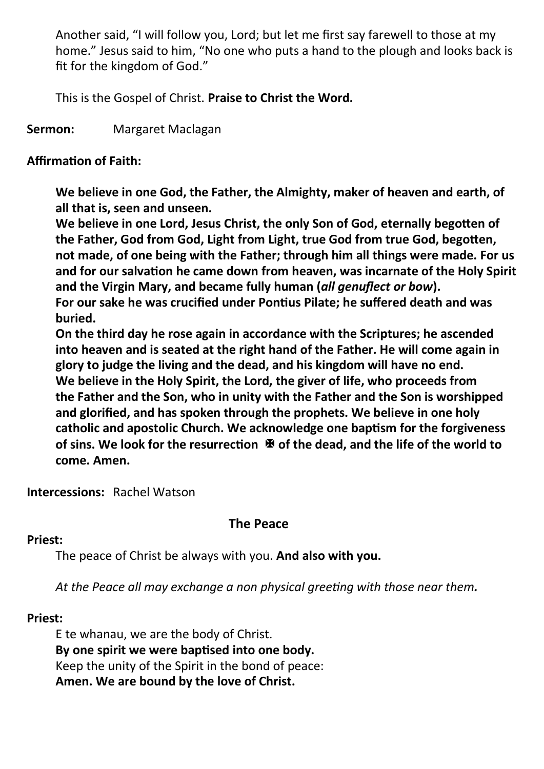Another said, “I will follow you, Lord; but let me first say farewell to those at my home.” Jesus said to him, “No one who puts a hand to the plough and looks back is fit for the kingdom of God.”

This is the Gospel of Christ. **Praise to Christ the Word.**

**Sermon:** Margaret Maclagan

**Affirmation of Faith:**

**We believe in one God, the Father, the Almighty, maker of heaven and earth, of all that is, seen and unseen.**
**We believe in one Lord, Jesus Christ, the only Son of God, eternally begotten of the Father, God from God, Light from Light, true God from true God, begotten, not made, of one being with the Father; through him all things were made. For us and for our salvation he came down from heaven, was incarnate of the Holy Spirit and the Virgin Mary, and became fully human (*all genuflect or bow*).**
**For our sake he was crucified under Pontius Pilate; he suffered death and was buried.**
**On the third day he rose again in accordance with the Scriptures; he ascended into heaven and is seated at the right hand of the Father. He will come again in glory to judge the living and the dead, and his kingdom will have no end.**
**We believe in the Holy Spirit, the Lord, the giver of life, who proceeds from the Father and the Son, who in unity with the Father and the Son is worshipped and glorified, and has spoken through the prophets. We believe in one holy catholic and apostolic Church. We acknowledge one baptism for the forgiveness of sins. We look for the resurrection ✠ of the dead, and the life of the world to come. Amen.**

**Intercessions:** Rachel Watson

## The Peace

**Priest:**
The peace of Christ be always with you. **And also with you.**

*At the Peace all may exchange a non physical greeting with those near them.*

**Priest:**
E te whanau, we are the body of Christ.
**By one spirit we were baptised into one body.**
Keep the unity of the Spirit in the bond of peace:
**Amen. We are bound by the love of Christ.**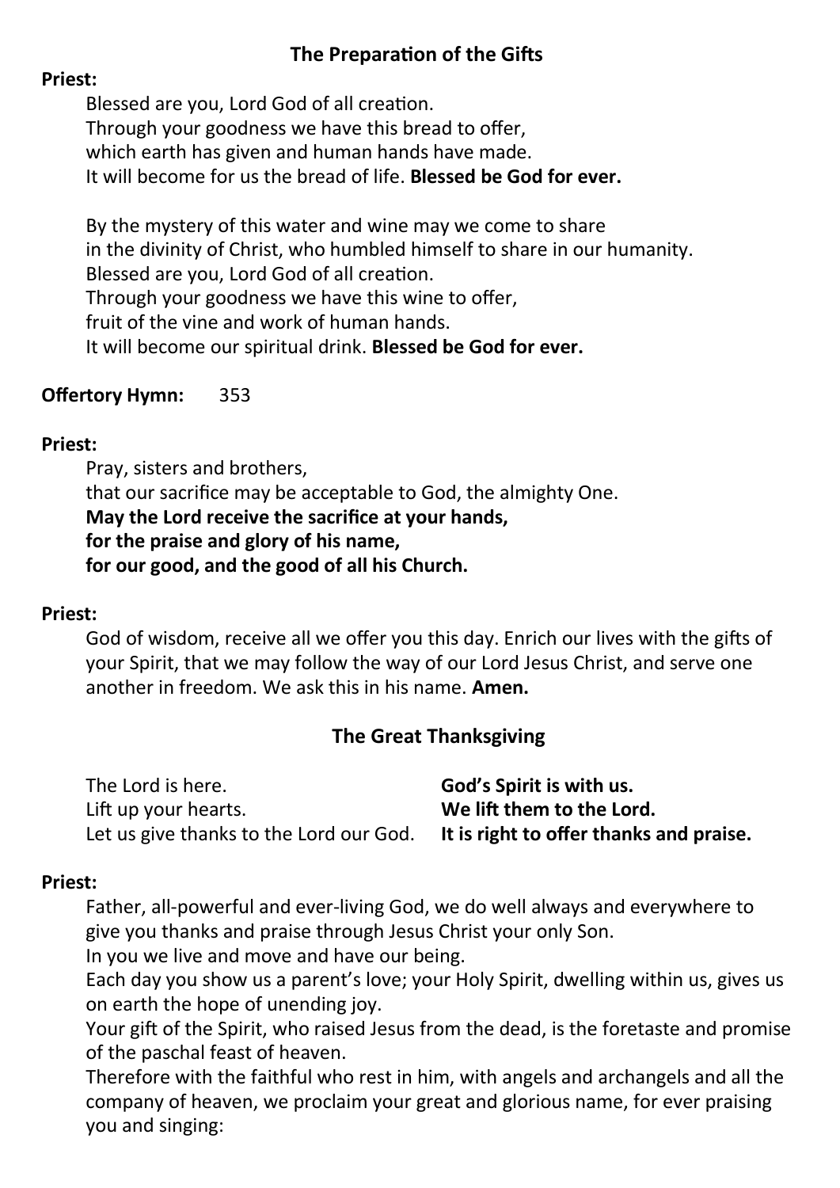## The Preparation of the Gifts

**Priest:**

Blessed are you, Lord God of all creation.
Through your goodness we have this bread to offer,
which earth has given and human hands have made.
It will become for us the bread of life. **Blessed be God for ever.**

By the mystery of this water and wine may we come to share
in the divinity of Christ, who humbled himself to share in our humanity.
Blessed are you, Lord God of all creation.
Through your goodness we have this wine to offer,
fruit of the vine and work of human hands.
It will become our spiritual drink. **Blessed be God for ever.**

**Offertory Hymn:** 353

**Priest:**

Pray, sisters and brothers,
that our sacrifice may be acceptable to God, the almighty One.
**May the Lord receive the sacrifice at your hands,**
**for the praise and glory of his name,**
**for our good, and the good of all his Church.**

**Priest:**

God of wisdom, receive all we offer you this day. Enrich our lives with the gifts of your Spirit, that we may follow the way of our Lord Jesus Christ, and serve one another in freedom. We ask this in his name. **Amen.**

## The Great Thanksgiving

The Lord is here. **God's Spirit is with us.**
Lift up your hearts. **We lift them to the Lord.**
Let us give thanks to the Lord our God. **It is right to offer thanks and praise.**

**Priest:**

Father, all-powerful and ever-living God, we do well always and everywhere to give you thanks and praise through Jesus Christ your only Son.
In you we live and move and have our being.
Each day you show us a parent's love; your Holy Spirit, dwelling within us, gives us on earth the hope of unending joy.
Your gift of the Spirit, who raised Jesus from the dead, is the foretaste and promise of the paschal feast of heaven.
Therefore with the faithful who rest in him, with angels and archangels and all the company of heaven, we proclaim your great and glorious name, for ever praising you and singing: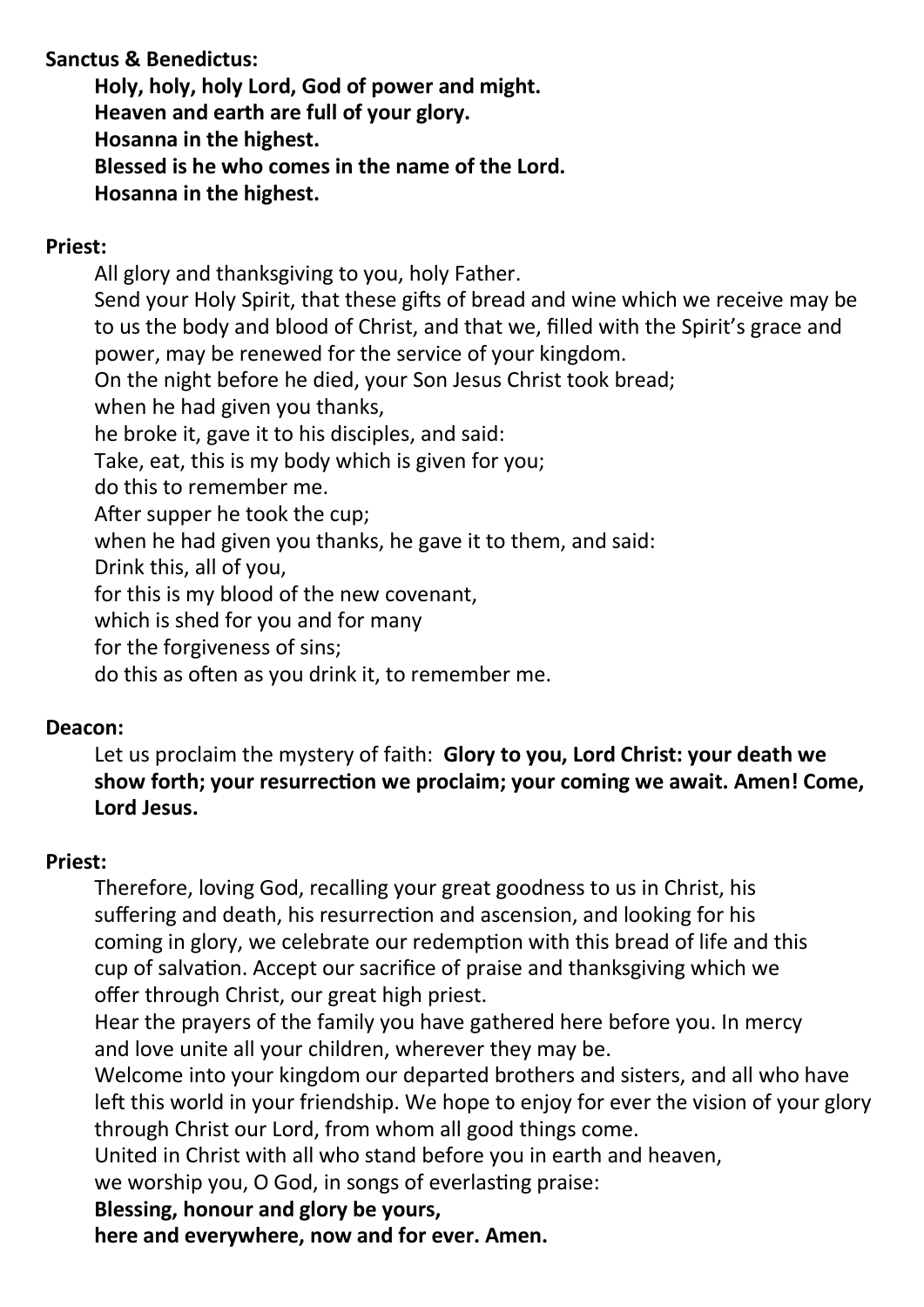**Sanctus & Benedictus:**

**Holy, holy, holy Lord, God of power and might.**
**Heaven and earth are full of your glory.**
**Hosanna in the highest.**
**Blessed is he who comes in the name of the Lord.**
**Hosanna in the highest.**

**Priest:**

All glory and thanksgiving to you, holy Father.
Send your Holy Spirit, that these gifts of bread and wine which we receive may be to us the body and blood of Christ, and that we, filled with the Spirit's grace and power, may be renewed for the service of your kingdom.
On the night before he died, your Son Jesus Christ took bread;
when he had given you thanks,
he broke it, gave it to his disciples, and said:
Take, eat, this is my body which is given for you;
do this to remember me.
After supper he took the cup;
when he had given you thanks, he gave it to them, and said:
Drink this, all of you,
for this is my blood of the new covenant,
which is shed for you and for many
for the forgiveness of sins;
do this as often as you drink it, to remember me.

**Deacon:**

Let us proclaim the mystery of faith: **Glory to you, Lord Christ: your death we show forth; your resurrection we proclaim; your coming we await. Amen! Come, Lord Jesus.**

**Priest:**

Therefore, loving God, recalling your great goodness to us in Christ, his suffering and death, his resurrection and ascension, and looking for his coming in glory, we celebrate our redemption with this bread of life and this cup of salvation. Accept our sacrifice of praise and thanksgiving which we offer through Christ, our great high priest.
Hear the prayers of the family you have gathered here before you. In mercy and love unite all your children, wherever they may be.
Welcome into your kingdom our departed brothers and sisters, and all who have left this world in your friendship. We hope to enjoy for ever the vision of your glory through Christ our Lord, from whom all good things come.
United in Christ with all who stand before you in earth and heaven,
we worship you, O God, in songs of everlasting praise:
**Blessing, honour and glory be yours,**
**here and everywhere, now and for ever. Amen.**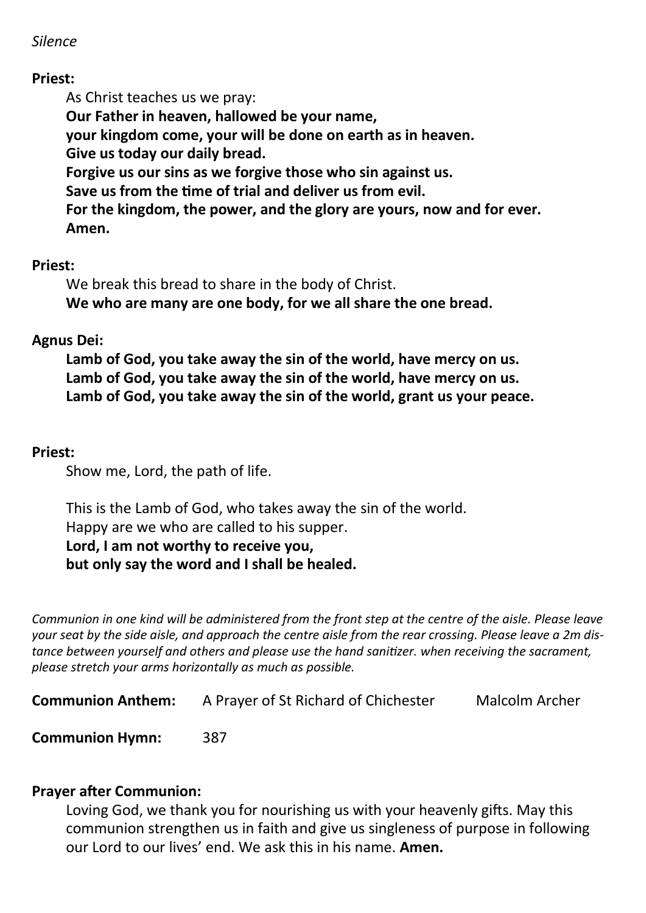*Silence*

**Priest:**

As Christ teaches us we pray:
**Our Father in heaven, hallowed be your name,**
**your kingdom come, your will be done on earth as in heaven.**
**Give us today our daily bread.**
**Forgive us our sins as we forgive those who sin against us.**
**Save us from the time of trial and deliver us from evil.**
**For the kingdom, the power, and the glory are yours, now and for ever.**
**Amen.**

**Priest:**

We break this bread to share in the body of Christ.
**We who are many are one body, for we all share the one bread.**

**Agnus Dei:**

**Lamb of God, you take away the sin of the world, have mercy on us.**
**Lamb of God, you take away the sin of the world, have mercy on us.**
**Lamb of God, you take away the sin of the world, grant us your peace.**

**Priest:**

Show me, Lord, the path of life.

This is the Lamb of God, who takes away the sin of the world.
Happy are we who are called to his supper.
**Lord, I am not worthy to receive you,**
**but only say the word and I shall be healed.**

*Communion in one kind will be administered from the front step at the centre of the aisle. Please leave your seat by the side aisle, and approach the centre aisle from the rear crossing. Please leave a 2m distance between yourself and others and please use the hand sanitizer. when receiving the sacrament, please stretch your arms horizontally as much as possible.*

**Communion Anthem:** A Prayer of St Richard of Chichester — Malcolm Archer

**Communion Hymn:** 387

**Prayer after Communion:**

Loving God, we thank you for nourishing us with your heavenly gifts. May this communion strengthen us in faith and give us singleness of purpose in following our Lord to our lives' end. We ask this in his name. **Amen.**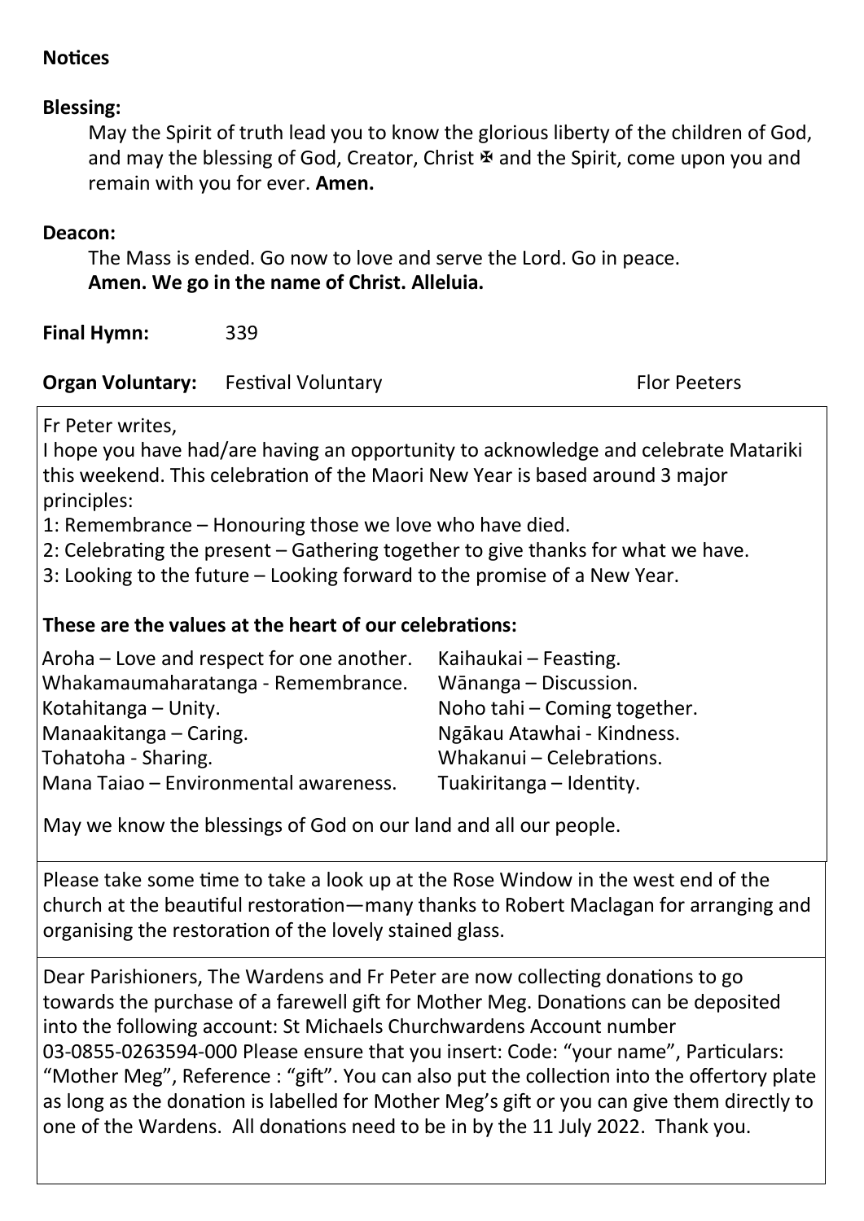**Notices**

**Blessing:**

May the Spirit of truth lead you to know the glorious liberty of the children of God, and may the blessing of God, Creator, Christ ✠ and the Spirit, come upon you and remain with you for ever. **Amen.**

**Deacon:**

The Mass is ended. Go now to love and serve the Lord. Go in peace.
**Amen. We go in the name of Christ. Alleluia.**

**Final Hymn:** 339

**Organ Voluntary:** Festival Voluntary — Flor Peeters

Fr Peter writes,

I hope you have had/are having an opportunity to acknowledge and celebrate Matariki this weekend. This celebration of the Maori New Year is based around 3 major principles:

1: Remembrance – Honouring those we love who have died.
2: Celebrating the present – Gathering together to give thanks for what we have.
3: Looking to the future – Looking forward to the promise of a New Year.

**These are the values at the heart of our celebrations:**

Aroha – Love and respect for one another.
Whakamaumaharatanga - Remembrance.
Kotahitanga – Unity.
Manaakitanga – Caring.
Tohatoha - Sharing.
Mana Taiao – Environmental awareness.
Kaihaukai – Feasting.
Wānanga – Discussion.
Noho tahi – Coming together.
Ngākau Atawhai - Kindness.
Whakanui – Celebrations.
Tuakiritanga – Identity.

May we know the blessings of God on our land and all our people.

Please take some time to take a look up at the Rose Window in the west end of the church at the beautiful restoration—many thanks to Robert Maclagan for arranging and organising the restoration of the lovely stained glass.

Dear Parishioners, The Wardens and Fr Peter are now collecting donations to go towards the purchase of a farewell gift for Mother Meg. Donations can be deposited into the following account: St Michaels Churchwardens Account number 03-0855-0263594-000 Please ensure that you insert: Code: "your name", Particulars: "Mother Meg", Reference : "gift". You can also put the collection into the offertory plate as long as the donation is labelled for Mother Meg's gift or you can give them directly to one of the Wardens. All donations need to be in by the 11 July 2022. Thank you.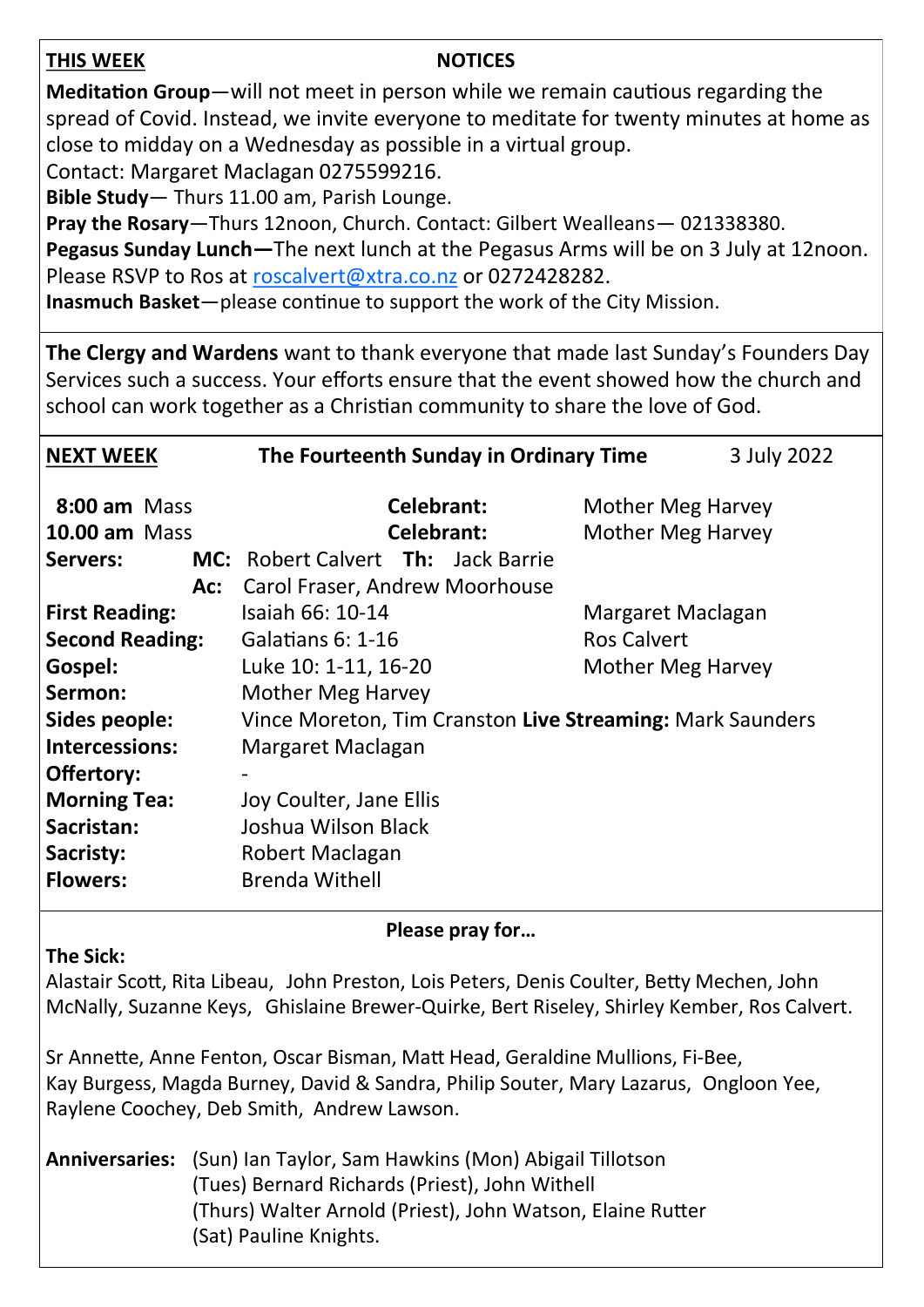**THIS WEEK** **NOTICES**

**Meditation Group**—will not meet in person while we remain cautious regarding the spread of Covid. Instead, we invite everyone to meditate for twenty minutes at home as close to midday on a Wednesday as possible in a virtual group.
Contact: Margaret Maclagan 0275599216.
**Bible Study**— Thurs 11.00 am, Parish Lounge.
**Pray the Rosary**—Thurs 12noon, Church. Contact: Gilbert Wealleans— 021338380.
**Pegasus Sunday Lunch—**The next lunch at the Pegasus Arms will be on 3 July at 12noon. Please RSVP to Ros at roscalvert@xtra.co.nz or 0272428282.
**Inasmuch Basket**—please continue to support the work of the City Mission.

**The Clergy and Wardens** want to thank everyone that made last Sunday's Founders Day Services such a success. Your efforts ensure that the event showed how the church and school can work together as a Christian community to share the love of God.

**NEXT WEEK** **The Fourteenth Sunday in Ordinary Time** 3 July 2022

| | | | |
|---|---|---|---|
| **8:00 am** Mass | | **Celebrant:** | Mother Meg Harvey |
| **10.00 am** Mass | | **Celebrant:** | Mother Meg Harvey |
| **Servers:** | **MC:** Robert Calvert **Th:** Jack Barrie | | |
| | **Ac:** Carol Fraser, Andrew Moorhouse | | |
| **First Reading:** | Isaiah 66: 10-14 | | Margaret Maclagan |
| **Second Reading:** | Galatians 6: 1-16 | | Ros Calvert |
| **Gospel:** | Luke 10: 1-11, 16-20 | | Mother Meg Harvey |
| **Sermon:** | Mother Meg Harvey | | |
| **Sides people:** | Vince Moreton, Tim Cranston **Live Streaming:** Mark Saunders | | |
| **Intercessions:** | Margaret Maclagan | | |
| **Offertory:** | - | | |
| **Morning Tea:** | Joy Coulter, Jane Ellis | | |
| **Sacristan:** | Joshua Wilson Black | | |
| **Sacristy:** | Robert Maclagan | | |
| **Flowers:** | Brenda Withell | | |

**Please pray for…**

**The Sick:**
Alastair Scott, Rita Libeau, John Preston, Lois Peters, Denis Coulter, Betty Mechen, John McNally, Suzanne Keys, Ghislaine Brewer-Quirke, Bert Riseley, Shirley Kember, Ros Calvert.

Sr Annette, Anne Fenton, Oscar Bisman, Matt Head, Geraldine Mullions, Fi-Bee, Kay Burgess, Magda Burney, David & Sandra, Philip Souter, Mary Lazarus, Ongloon Yee, Raylene Coochey, Deb Smith, Andrew Lawson.

**Anniversaries:** (Sun) Ian Taylor, Sam Hawkins (Mon) Abigail Tillotson
(Tues) Bernard Richards (Priest), John Withell
(Thurs) Walter Arnold (Priest), John Watson, Elaine Rutter
(Sat) Pauline Knights.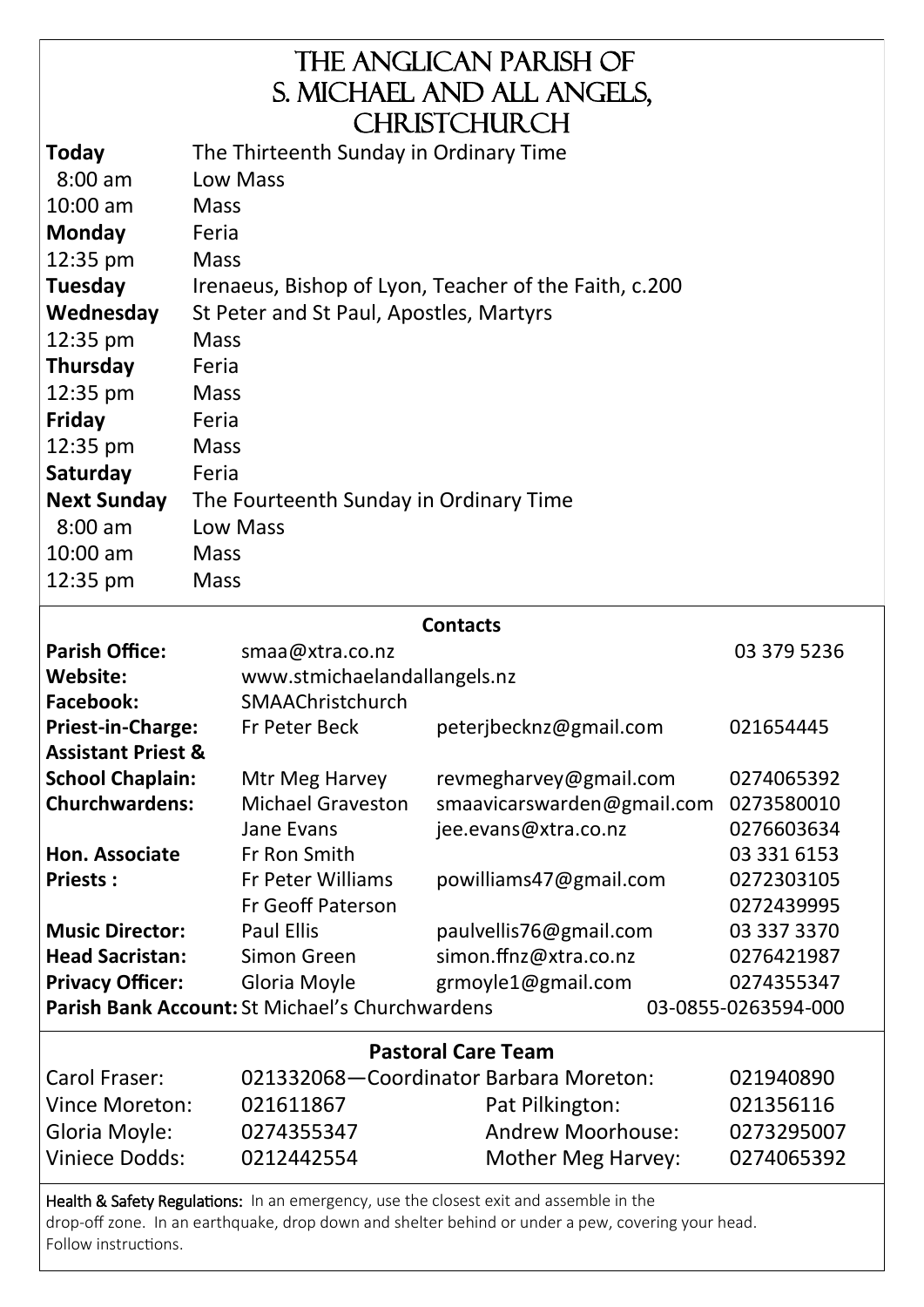# The Anglican Parish of S. Michael and All Angels, Christchurch

| | |
|---|---|
| **Today** | The Thirteenth Sunday in Ordinary Time |
| 8:00 am | Low Mass |
| 10:00 am | Mass |
| **Monday** | Feria |
| 12:35 pm | Mass |
| **Tuesday** | Irenaeus, Bishop of Lyon, Teacher of the Faith, c.200 |
| **Wednesday** | St Peter and St Paul, Apostles, Martyrs |
| 12:35 pm | Mass |
| **Thursday** | Feria |
| 12:35 pm | Mass |
| **Friday** | Feria |
| 12:35 pm | Mass |
| **Saturday** | Feria |
| **Next Sunday** | The Fourteenth Sunday in Ordinary Time |
| 8:00 am | Low Mass |
| 10:00 am | Mass |
| 12:35 pm | Mass |

## Contacts

| | | | |
|---|---|---|---|
| **Parish Office:** | smaa@xtra.co.nz | | 03 379 5236 |
| **Website:** | www.stmichaelandallangels.nz | | |
| **Facebook:** | SMAAChristchurch | | |
| **Priest-in-Charge:** | Fr Peter Beck | peterjbecknz@gmail.com | 021654445 |
| **Assistant Priest & School Chaplain:** | Mtr Meg Harvey | revmegharvey@gmail.com | 0274065392 |
| **Churchwardens:** | Michael Graveston | smaavicarswarden@gmail.com | 0273580010 |
| | Jane Evans | jee.evans@xtra.co.nz | 0276603634 |
| **Hon. Associate Priests :** | Fr Ron Smith | | 03 331 6153 |
| | Fr Peter Williams | powilliams47@gmail.com | 0272303105 |
| | Fr Geoff Paterson | | 0272439995 |
| **Music Director:** | Paul Ellis | paulvellis76@gmail.com | 03 337 3370 |
| **Head Sacristan:** | Simon Green | simon.ffnz@xtra.co.nz | 0276421987 |
| **Privacy Officer:** | Gloria Moyle | grmoyle1@gmail.com | 0274355347 |
| **Parish Bank Account:** | St Michael's Churchwardens | | 03-0855-0263594-000 |

## Pastoral Care Team

| | | | |
|---|---|---|---|
| Carol Fraser: | 021332068—Coordinator Barbara Moreton: | | 021940890 |
| Vince Moreton: | 021611867 | Pat Pilkington: | 021356116 |
| Gloria Moyle: | 0274355347 | Andrew Moorhouse: | 0273295007 |
| Viniece Dodds: | 0212442554 | Mother Meg Harvey: | 0274065392 |

**Health & Safety Regulations:** In an emergency, use the closest exit and assemble in the drop-off zone. In an earthquake, drop down and shelter behind or under a pew, covering your head. Follow instructions.